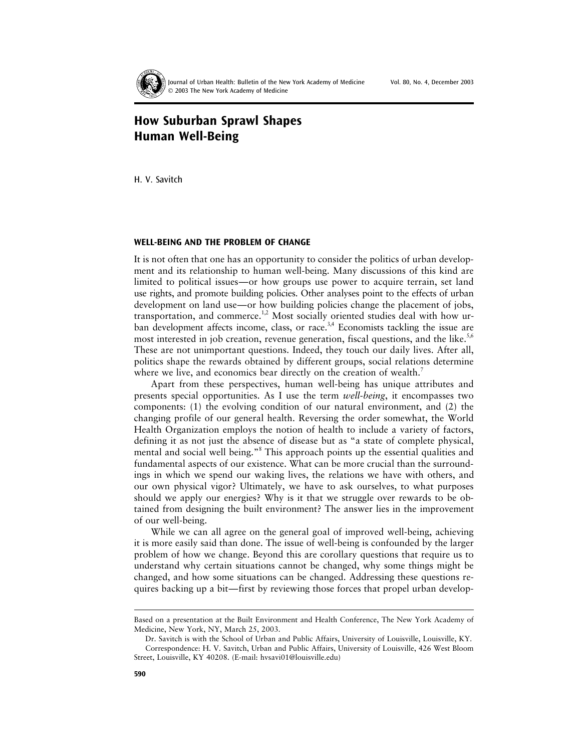# How Suburban Sprawl Shapes Human Well-Being

H. V. Savitch

## WELL-BEING AND THE PROBLEM OF CHANGE

It is not often that one has an opportunity to consider the politics of urban development and its relationship to human well-being. Many discussions of this kind are limited to political issues—or how groups use power to acquire terrain, set land use rights, and promote building policies. Other analyses point to the effects of urban development on land use—or how building policies change the placement of jobs, transportation, and commerce.[1,2] Most socially oriented studies deal with how urban development affects income, class, or race.[3,4] Economists tackling the issue are most interested in job creation, revenue generation, fiscal questions, and the like.[5,6] These are not unimportant questions. Indeed, they touch our daily lives. After all, politics shape the rewards obtained by different groups, social relations determine where we live, and economics bear directly on the creation of wealth.[7]

Apart from these perspectives, human well-being has unique attributes and presents special opportunities. As I use the term *well-being*, it encompasses two components: (1) the evolving condition of our natural environment, and (2) the changing profile of our general health. Reversing the order somewhat, the World Health Organization employs the notion of health to include a variety of factors, defining it as not just the absence of disease but as "a state of complete physical, mental and social well being."[8] This approach points up the essential qualities and fundamental aspects of our existence. What can be more crucial than the surroundings in which we spend our waking lives, the relations we have with others, and our own physical vigor? Ultimately, we have to ask ourselves, to what purposes should we apply our energies? Why is it that we struggle over rewards to be obtained from designing the built environment? The answer lies in the improvement of our well-being.

While we can all agree on the general goal of improved well-being, achieving it is more easily said than done. The issue of well-being is confounded by the larger problem of how we change. Beyond this are corollary questions that require us to understand why certain situations cannot be changed, why some things might be changed, and how some situations can be changed. Addressing these questions requires backing up a bit—first by reviewing those forces that propel urban develop-

---

Based on a presentation at the Built Environment and Health Conference, The New York Academy of Medicine, New York, NY, March 25, 2003.

Dr. Savitch is with the School of Urban and Public Affairs, University of Louisville, Louisville, KY.

Correspondence: H. V. Savitch, Urban and Public Affairs, University of Louisville, 426 West Bloom Street, Louisville, KY 40208. (E-mail: hvsavi01@louisville.edu)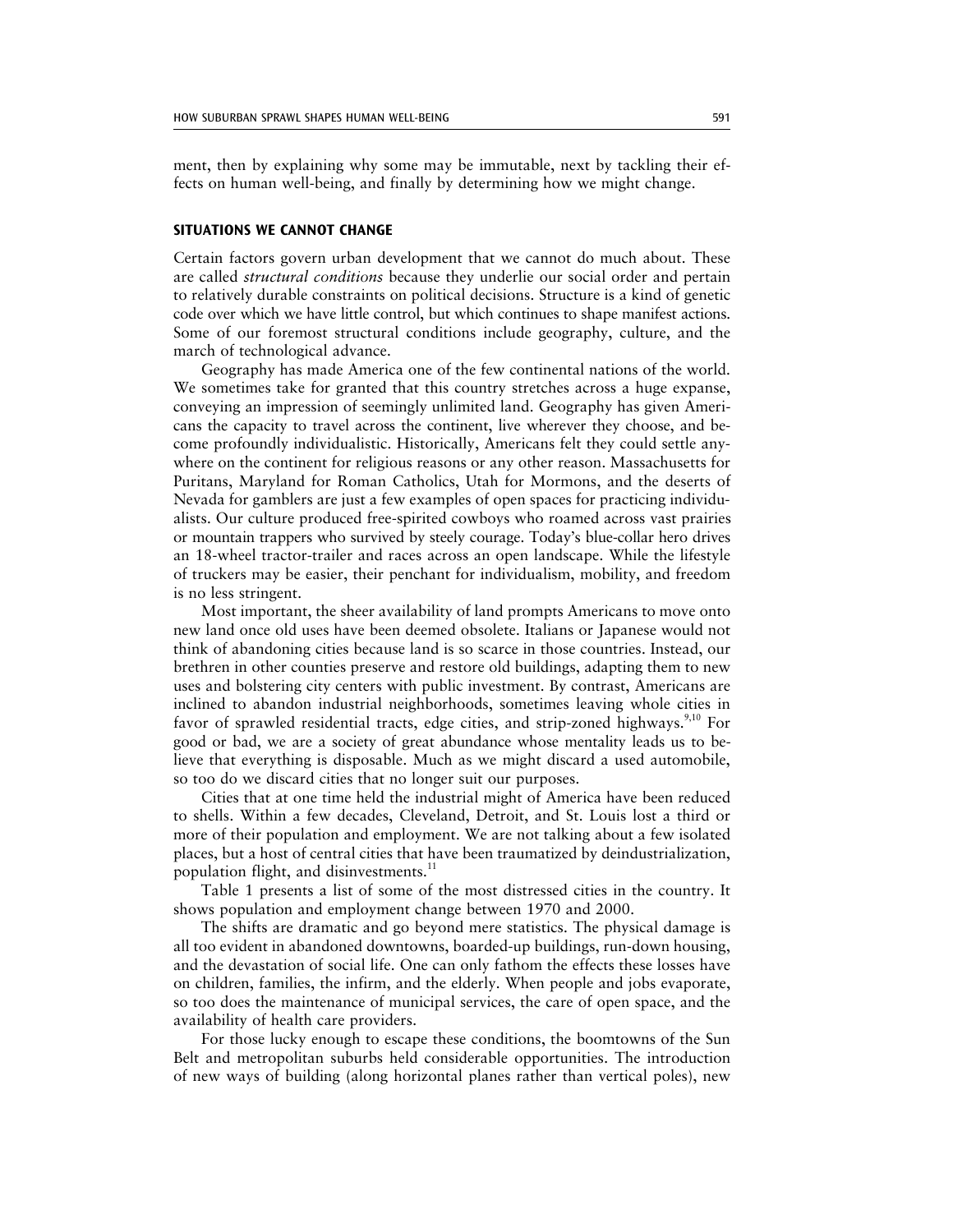ment, then by explaining why some may be immutable, next by tackling their effects on human well-being, and finally by determining how we might change.

## SITUATIONS WE CANNOT CHANGE

Certain factors govern urban development that we cannot do much about. These are called *structural conditions* because they underlie our social order and pertain to relatively durable constraints on political decisions. Structure is a kind of genetic code over which we have little control, but which continues to shape manifest actions. Some of our foremost structural conditions include geography, culture, and the march of technological advance.

Geography has made America one of the few continental nations of the world. We sometimes take for granted that this country stretches across a huge expanse, conveying an impression of seemingly unlimited land. Geography has given Americans the capacity to travel across the continent, live wherever they choose, and become profoundly individualistic. Historically, Americans felt they could settle anywhere on the continent for religious reasons or any other reason. Massachusetts for Puritans, Maryland for Roman Catholics, Utah for Mormons, and the deserts of Nevada for gamblers are just a few examples of open spaces for practicing individualists. Our culture produced free-spirited cowboys who roamed across vast prairies or mountain trappers who survived by steely courage. Today's blue-collar hero drives an 18-wheel tractor-trailer and races across an open landscape. While the lifestyle of truckers may be easier, their penchant for individualism, mobility, and freedom is no less stringent.

Most important, the sheer availability of land prompts Americans to move onto new land once old uses have been deemed obsolete. Italians or Japanese would not think of abandoning cities because land is so scarce in those countries. Instead, our brethren in other counties preserve and restore old buildings, adapting them to new uses and bolstering city centers with public investment. By contrast, Americans are inclined to abandon industrial neighborhoods, sometimes leaving whole cities in favor of sprawled residential tracts, edge cities, and strip-zoned highways.[9,10] For good or bad, we are a society of great abundance whose mentality leads us to believe that everything is disposable. Much as we might discard a used automobile, so too do we discard cities that no longer suit our purposes.

Cities that at one time held the industrial might of America have been reduced to shells. Within a few decades, Cleveland, Detroit, and St. Louis lost a third or more of their population and employment. We are not talking about a few isolated places, but a host of central cities that have been traumatized by deindustrialization, population flight, and disinvestments.[11]

Table 1 presents a list of some of the most distressed cities in the country. It shows population and employment change between 1970 and 2000.

The shifts are dramatic and go beyond mere statistics. The physical damage is all too evident in abandoned downtowns, boarded-up buildings, run-down housing, and the devastation of social life. One can only fathom the effects these losses have on children, families, the infirm, and the elderly. When people and jobs evaporate, so too does the maintenance of municipal services, the care of open space, and the availability of health care providers.

For those lucky enough to escape these conditions, the boomtowns of the Sun Belt and metropolitan suburbs held considerable opportunities. The introduction of new ways of building (along horizontal planes rather than vertical poles), new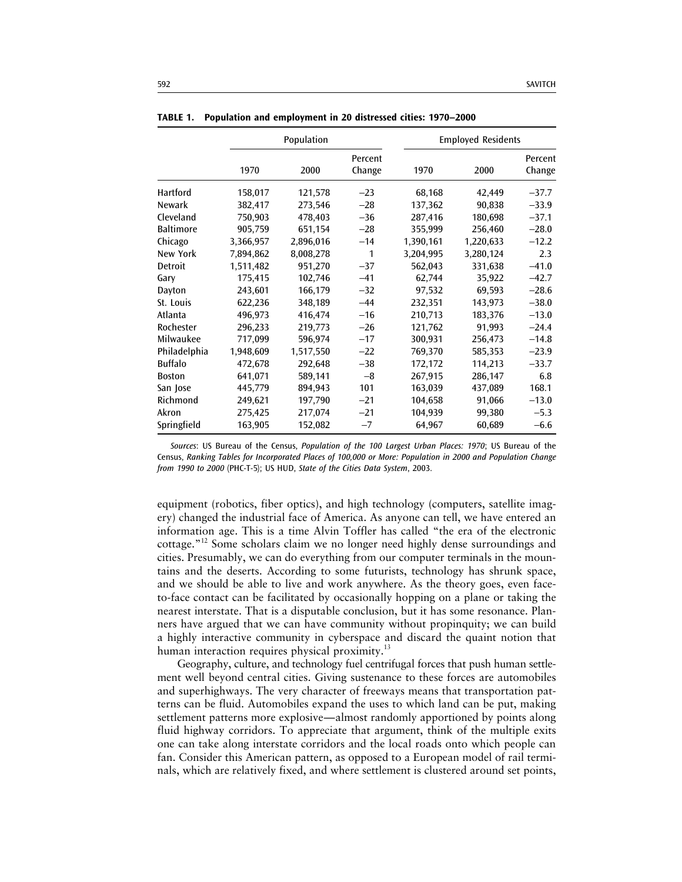**TABLE 1. Population and employment in 20 distressed cities: 1970–2000**

| | Population | | | Employed Residents | | |
|---|---|---|---|---|---|---|
| | 1970 | 2000 | Percent Change | 1970 | 2000 | Percent Change |
| Hartford | 158,017 | 121,578 | −23 | 68,168 | 42,449 | −37.7 |
| Newark | 382,417 | 273,546 | −28 | 137,362 | 90,838 | −33.9 |
| Cleveland | 750,903 | 478,403 | −36 | 287,416 | 180,698 | −37.1 |
| Baltimore | 905,759 | 651,154 | −28 | 355,999 | 256,460 | −28.0 |
| Chicago | 3,366,957 | 2,896,016 | −14 | 1,390,161 | 1,220,633 | −12.2 |
| New York | 7,894,862 | 8,008,278 | 1 | 3,204,995 | 3,280,124 | 2.3 |
| Detroit | 1,511,482 | 951,270 | −37 | 562,043 | 331,638 | −41.0 |
| Gary | 175,415 | 102,746 | −41 | 62,744 | 35,922 | −42.7 |
| Dayton | 243,601 | 166,179 | −32 | 97,532 | 69,593 | −28.6 |
| St. Louis | 622,236 | 348,189 | −44 | 232,351 | 143,973 | −38.0 |
| Atlanta | 496,973 | 416,474 | −16 | 210,713 | 183,376 | −13.0 |
| Rochester | 296,233 | 219,773 | −26 | 121,762 | 91,993 | −24.4 |
| Milwaukee | 717,099 | 596,974 | −17 | 300,931 | 256,473 | −14.8 |
| Philadelphia | 1,948,609 | 1,517,550 | −22 | 769,370 | 585,353 | −23.9 |
| Buffalo | 472,678 | 292,648 | −38 | 172,172 | 114,213 | −33.7 |
| Boston | 641,071 | 589,141 | −8 | 267,915 | 286,147 | 6.8 |
| San Jose | 445,779 | 894,943 | 101 | 163,039 | 437,089 | 168.1 |
| Richmond | 249,621 | 197,790 | −21 | 104,658 | 91,066 | −13.0 |
| Akron | 275,425 | 217,074 | −21 | 104,939 | 99,380 | −5.3 |
| Springfield | 163,905 | 152,082 | −7 | 64,967 | 60,689 | −6.6 |

*Sources*: US Bureau of the Census, *Population of the 100 Largest Urban Places: 1970*; US Bureau of the Census, *Ranking Tables for Incorporated Places of 100,000 or More: Population in 2000 and Population Change from 1990 to 2000* (PHC-T-5); US HUD, *State of the Cities Data System*, 2003.

equipment (robotics, fiber optics), and high technology (computers, satellite imagery) changed the industrial face of America. As anyone can tell, we have entered an information age. This is a time Alvin Toffler has called "the era of the electronic cottage."[12] Some scholars claim we no longer need highly dense surroundings and cities. Presumably, we can do everything from our computer terminals in the mountains and the deserts. According to some futurists, technology has shrunk space, and we should be able to live and work anywhere. As the theory goes, even face-to-face contact can be facilitated by occasionally hopping on a plane or taking the nearest interstate. That is a disputable conclusion, but it has some resonance. Planners have argued that we can have community without propinquity; we can build a highly interactive community in cyberspace and discard the quaint notion that human interaction requires physical proximity.[13]

Geography, culture, and technology fuel centrifugal forces that push human settlement well beyond central cities. Giving sustenance to these forces are automobiles and superhighways. The very character of freeways means that transportation patterns can be fluid. Automobiles expand the uses to which land can be put, making settlement patterns more explosive—almost randomly apportioned by points along fluid highway corridors. To appreciate that argument, think of the multiple exits one can take along interstate corridors and the local roads onto which people can fan. Consider this American pattern, as opposed to a European model of rail terminals, which are relatively fixed, and where settlement is clustered around set points,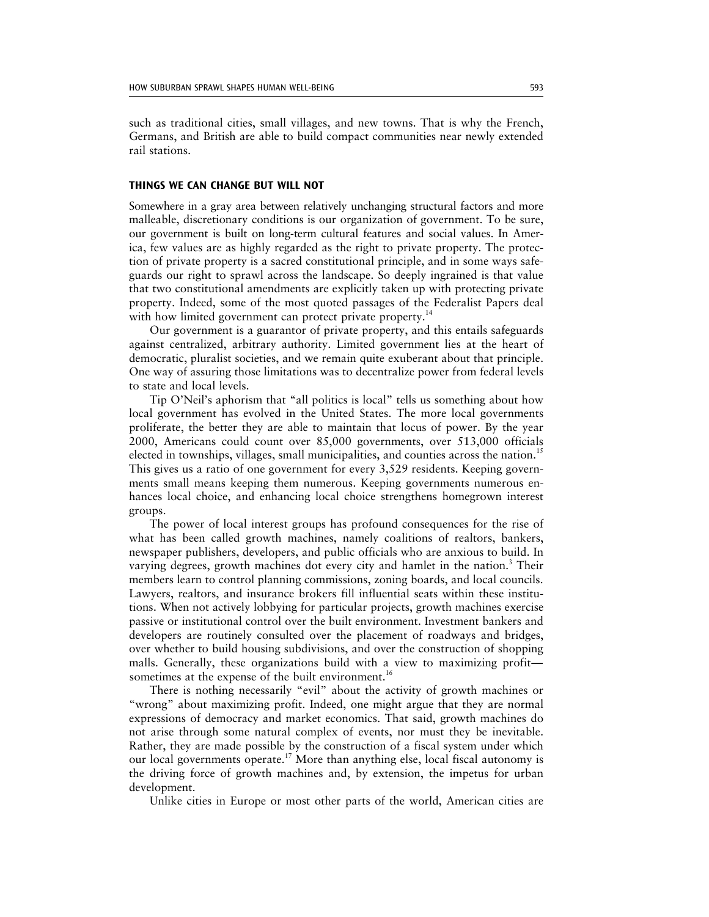such as traditional cities, small villages, and new towns. That is why the French, Germans, and British are able to build compact communities near newly extended rail stations.

### THINGS WE CAN CHANGE BUT WILL NOT

Somewhere in a gray area between relatively unchanging structural factors and more malleable, discretionary conditions is our organization of government. To be sure, our government is built on long-term cultural features and social values. In America, few values are as highly regarded as the right to private property. The protection of private property is a sacred constitutional principle, and in some ways safeguards our right to sprawl across the landscape. So deeply ingrained is that value that two constitutional amendments are explicitly taken up with protecting private property. Indeed, some of the most quoted passages of the Federalist Papers deal with how limited government can protect private property.[14]

Our government is a guarantor of private property, and this entails safeguards against centralized, arbitrary authority. Limited government lies at the heart of democratic, pluralist societies, and we remain quite exuberant about that principle. One way of assuring those limitations was to decentralize power from federal levels to state and local levels.

Tip O'Neil's aphorism that "all politics is local" tells us something about how local government has evolved in the United States. The more local governments proliferate, the better they are able to maintain that locus of power. By the year 2000, Americans could count over 85,000 governments, over 513,000 officials elected in townships, villages, small municipalities, and counties across the nation.[15] This gives us a ratio of one government for every 3,529 residents. Keeping governments small means keeping them numerous. Keeping governments numerous enhances local choice, and enhancing local choice strengthens homegrown interest groups.

The power of local interest groups has profound consequences for the rise of what has been called growth machines, namely coalitions of realtors, bankers, newspaper publishers, developers, and public officials who are anxious to build. In varying degrees, growth machines dot every city and hamlet in the nation.[3] Their members learn to control planning commissions, zoning boards, and local councils. Lawyers, realtors, and insurance brokers fill influential seats within these institutions. When not actively lobbying for particular projects, growth machines exercise passive or institutional control over the built environment. Investment bankers and developers are routinely consulted over the placement of roadways and bridges, over whether to build housing subdivisions, and over the construction of shopping malls. Generally, these organizations build with a view to maximizing profit—sometimes at the expense of the built environment.[16]

There is nothing necessarily "evil" about the activity of growth machines or "wrong" about maximizing profit. Indeed, one might argue that they are normal expressions of democracy and market economics. That said, growth machines do not arise through some natural complex of events, nor must they be inevitable. Rather, they are made possible by the construction of a fiscal system under which our local governments operate.[17] More than anything else, local fiscal autonomy is the driving force of growth machines and, by extension, the impetus for urban development.

Unlike cities in Europe or most other parts of the world, American cities are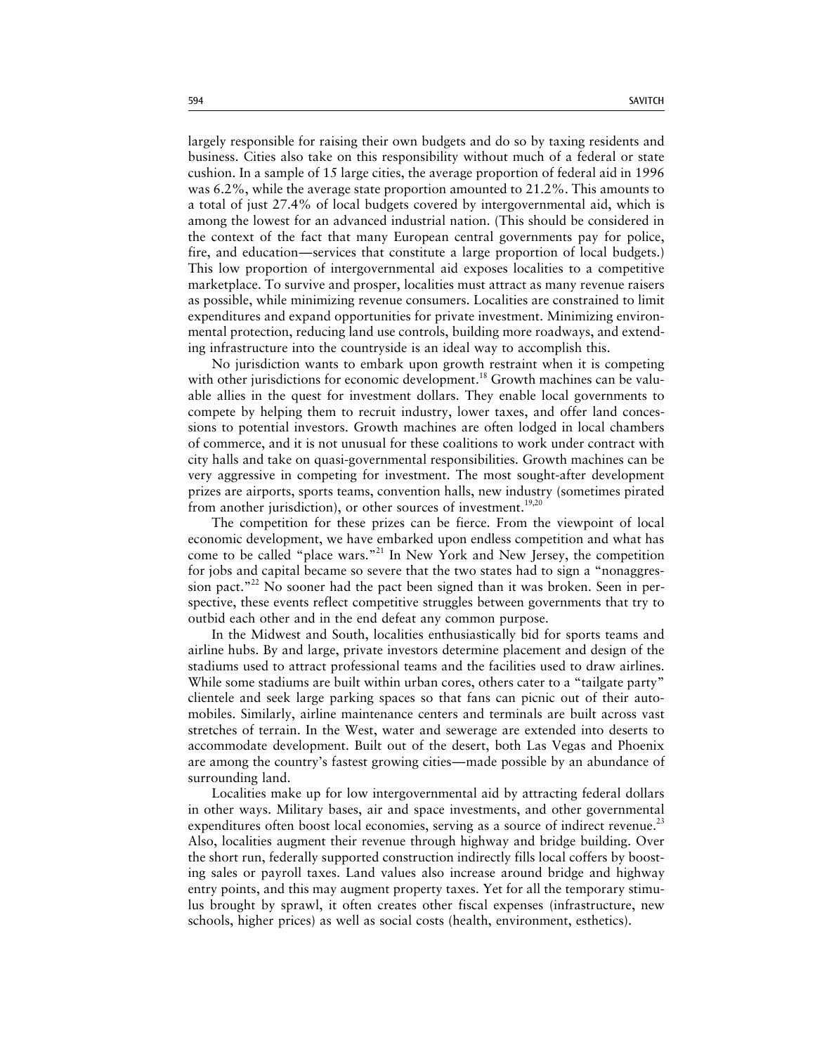largely responsible for raising their own budgets and do so by taxing residents and business. Cities also take on this responsibility without much of a federal or state cushion. In a sample of 15 large cities, the average proportion of federal aid in 1996 was 6.2%, while the average state proportion amounted to 21.2%. This amounts to a total of just 27.4% of local budgets covered by intergovernmental aid, which is among the lowest for an advanced industrial nation. (This should be considered in the context of the fact that many European central governments pay for police, fire, and education—services that constitute a large proportion of local budgets.) This low proportion of intergovernmental aid exposes localities to a competitive marketplace. To survive and prosper, localities must attract as many revenue raisers as possible, while minimizing revenue consumers. Localities are constrained to limit expenditures and expand opportunities for private investment. Minimizing environmental protection, reducing land use controls, building more roadways, and extending infrastructure into the countryside is an ideal way to accomplish this.

No jurisdiction wants to embark upon growth restraint when it is competing with other jurisdictions for economic development.[18] Growth machines can be valuable allies in the quest for investment dollars. They enable local governments to compete by helping them to recruit industry, lower taxes, and offer land concessions to potential investors. Growth machines are often lodged in local chambers of commerce, and it is not unusual for these coalitions to work under contract with city halls and take on quasi-governmental responsibilities. Growth machines can be very aggressive in competing for investment. The most sought-after development prizes are airports, sports teams, convention halls, new industry (sometimes pirated from another jurisdiction), or other sources of investment.[19,20]

The competition for these prizes can be fierce. From the viewpoint of local economic development, we have embarked upon endless competition and what has come to be called "place wars."[21] In New York and New Jersey, the competition for jobs and capital became so severe that the two states had to sign a "nonaggression pact."[22] No sooner had the pact been signed than it was broken. Seen in perspective, these events reflect competitive struggles between governments that try to outbid each other and in the end defeat any common purpose.

In the Midwest and South, localities enthusiastically bid for sports teams and airline hubs. By and large, private investors determine placement and design of the stadiums used to attract professional teams and the facilities used to draw airlines. While some stadiums are built within urban cores, others cater to a "tailgate party" clientele and seek large parking spaces so that fans can picnic out of their automobiles. Similarly, airline maintenance centers and terminals are built across vast stretches of terrain. In the West, water and sewerage are extended into deserts to accommodate development. Built out of the desert, both Las Vegas and Phoenix are among the country's fastest growing cities—made possible by an abundance of surrounding land.

Localities make up for low intergovernmental aid by attracting federal dollars in other ways. Military bases, air and space investments, and other governmental expenditures often boost local economies, serving as a source of indirect revenue.[23] Also, localities augment their revenue through highway and bridge building. Over the short run, federally supported construction indirectly fills local coffers by boosting sales or payroll taxes. Land values also increase around bridge and highway entry points, and this may augment property taxes. Yet for all the temporary stimulus brought by sprawl, it often creates other fiscal expenses (infrastructure, new schools, higher prices) as well as social costs (health, environment, esthetics).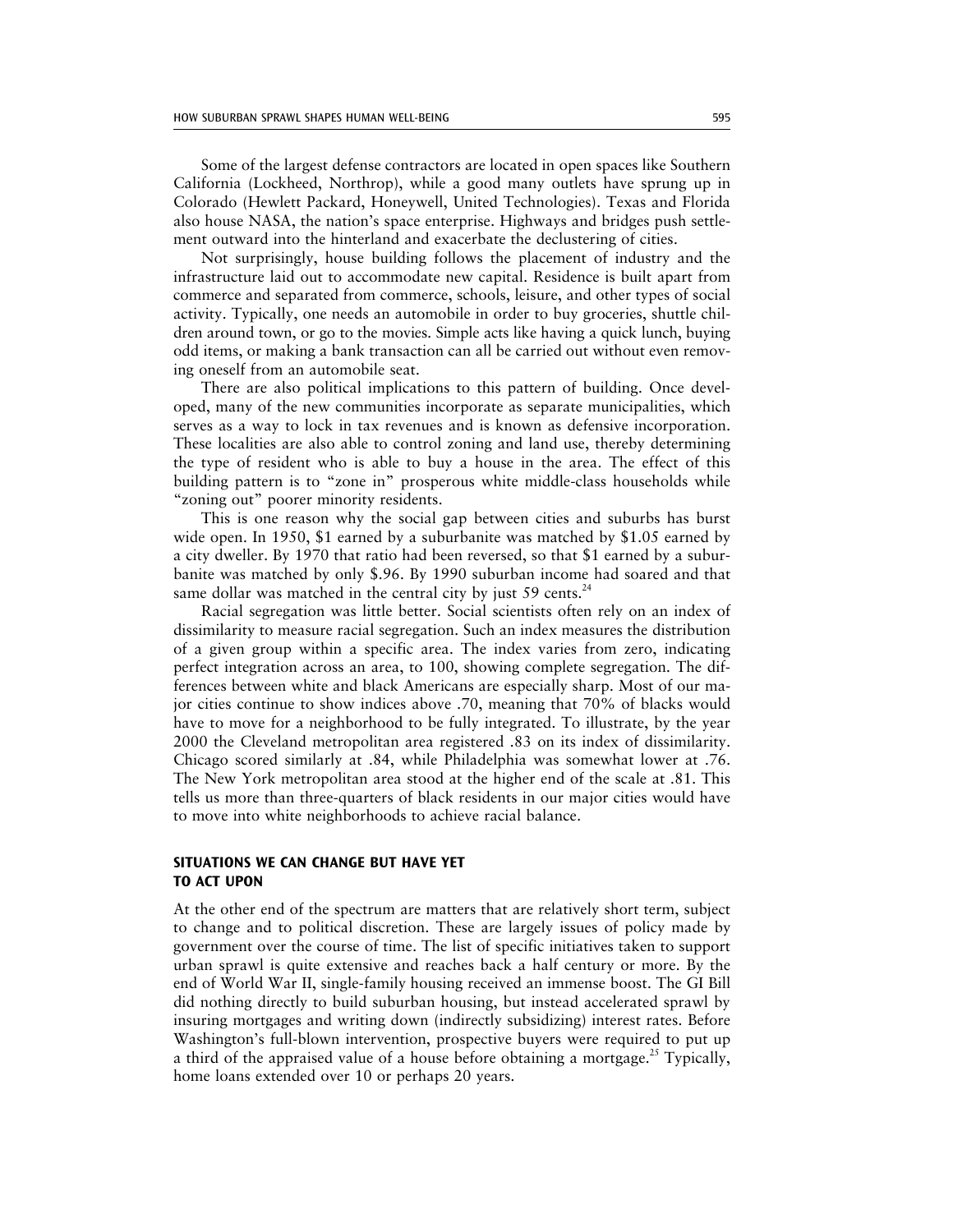Some of the largest defense contractors are located in open spaces like Southern California (Lockheed, Northrop), while a good many outlets have sprung up in Colorado (Hewlett Packard, Honeywell, United Technologies). Texas and Florida also house NASA, the nation's space enterprise. Highways and bridges push settlement outward into the hinterland and exacerbate the declustering of cities.

Not surprisingly, house building follows the placement of industry and the infrastructure laid out to accommodate new capital. Residence is built apart from commerce and separated from commerce, schools, leisure, and other types of social activity. Typically, one needs an automobile in order to buy groceries, shuttle children around town, or go to the movies. Simple acts like having a quick lunch, buying odd items, or making a bank transaction can all be carried out without even removing oneself from an automobile seat.

There are also political implications to this pattern of building. Once developed, many of the new communities incorporate as separate municipalities, which serves as a way to lock in tax revenues and is known as defensive incorporation. These localities are also able to control zoning and land use, thereby determining the type of resident who is able to buy a house in the area. The effect of this building pattern is to "zone in" prosperous white middle-class households while "zoning out" poorer minority residents.

This is one reason why the social gap between cities and suburbs has burst wide open. In 1950, $1 earned by a suburbanite was matched by $1.05 earned by a city dweller. By 1970 that ratio had been reversed, so that $1 earned by a suburbanite was matched by only $.96. By 1990 suburban income had soared and that same dollar was matched in the central city by just 59 cents.[24]

Racial segregation was little better. Social scientists often rely on an index of dissimilarity to measure racial segregation. Such an index measures the distribution of a given group within a specific area. The index varies from zero, indicating perfect integration across an area, to 100, showing complete segregation. The differences between white and black Americans are especially sharp. Most of our major cities continue to show indices above .70, meaning that 70% of blacks would have to move for a neighborhood to be fully integrated. To illustrate, by the year 2000 the Cleveland metropolitan area registered .83 on its index of dissimilarity. Chicago scored similarly at .84, while Philadelphia was somewhat lower at .76. The New York metropolitan area stood at the higher end of the scale at .81. This tells us more than three-quarters of black residents in our major cities would have to move into white neighborhoods to achieve racial balance.

## SITUATIONS WE CAN CHANGE BUT HAVE YET TO ACT UPON

At the other end of the spectrum are matters that are relatively short term, subject to change and to political discretion. These are largely issues of policy made by government over the course of time. The list of specific initiatives taken to support urban sprawl is quite extensive and reaches back a half century or more. By the end of World War II, single-family housing received an immense boost. The GI Bill did nothing directly to build suburban housing, but instead accelerated sprawl by insuring mortgages and writing down (indirectly subsidizing) interest rates. Before Washington's full-blown intervention, prospective buyers were required to put up a third of the appraised value of a house before obtaining a mortgage.[25] Typically, home loans extended over 10 or perhaps 20 years.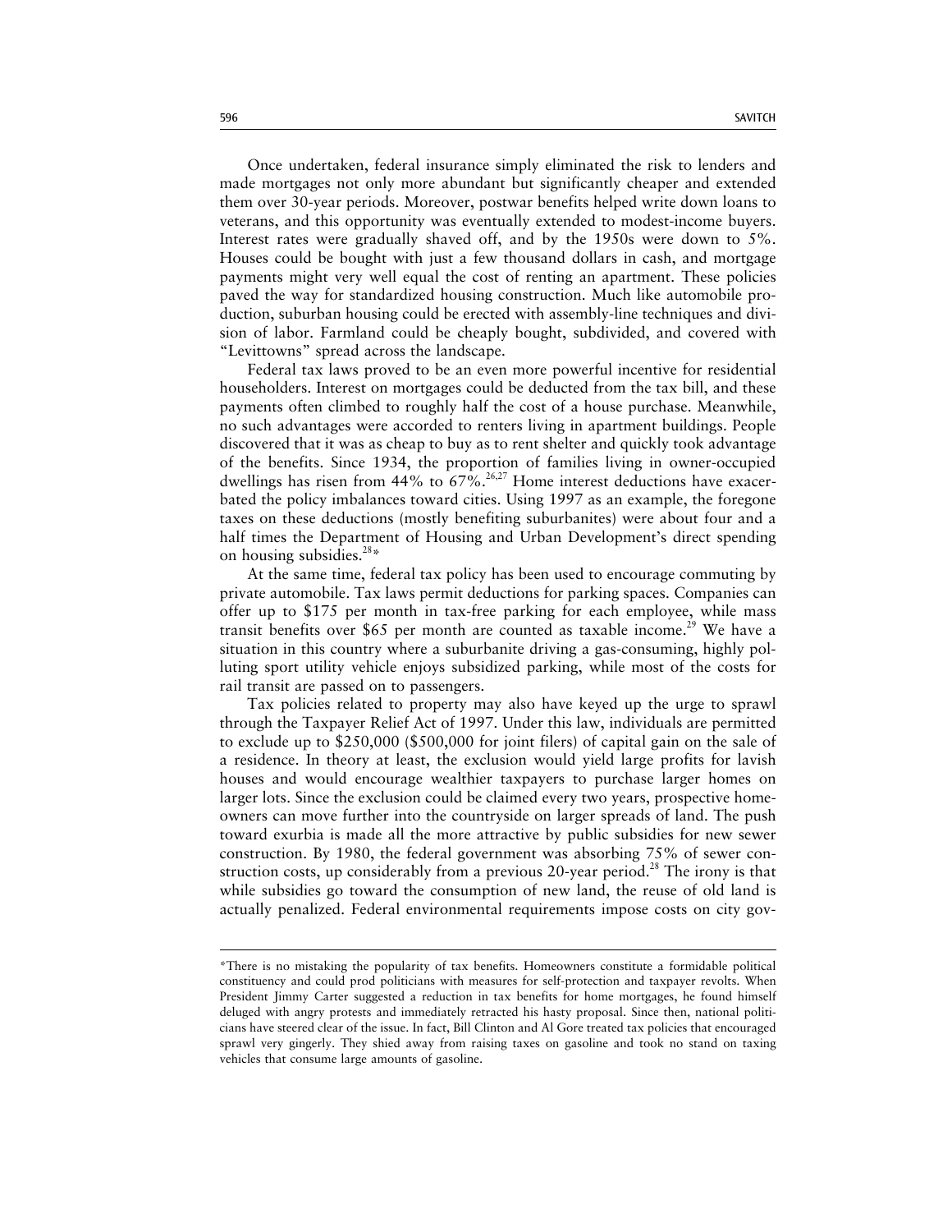Once undertaken, federal insurance simply eliminated the risk to lenders and made mortgages not only more abundant but significantly cheaper and extended them over 30-year periods. Moreover, postwar benefits helped write down loans to veterans, and this opportunity was eventually extended to modest-income buyers. Interest rates were gradually shaved off, and by the 1950s were down to 5%. Houses could be bought with just a few thousand dollars in cash, and mortgage payments might very well equal the cost of renting an apartment. These policies paved the way for standardized housing construction. Much like automobile production, suburban housing could be erected with assembly-line techniques and division of labor. Farmland could be cheaply bought, subdivided, and covered with "Levittowns" spread across the landscape.

Federal tax laws proved to be an even more powerful incentive for residential householders. Interest on mortgages could be deducted from the tax bill, and these payments often climbed to roughly half the cost of a house purchase. Meanwhile, no such advantages were accorded to renters living in apartment buildings. People discovered that it was as cheap to buy as to rent shelter and quickly took advantage of the benefits. Since 1934, the proportion of families living in owner-occupied dwellings has risen from 44% to 67%.[26,27] Home interest deductions have exacerbated the policy imbalances toward cities. Using 1997 as an example, the foregone taxes on these deductions (mostly benefiting suburbanites) were about four and a half times the Department of Housing and Urban Development's direct spending on housing subsidies.[28]*

At the same time, federal tax policy has been used to encourage commuting by private automobile. Tax laws permit deductions for parking spaces. Companies can offer up to $175 per month in tax-free parking for each employee, while mass transit benefits over $65 per month are counted as taxable income.[29] We have a situation in this country where a suburbanite driving a gas-consuming, highly polluting sport utility vehicle enjoys subsidized parking, while most of the costs for rail transit are passed on to passengers.

Tax policies related to property may also have keyed up the urge to sprawl through the Taxpayer Relief Act of 1997. Under this law, individuals are permitted to exclude up to $250,000 ($500,000 for joint filers) of capital gain on the sale of a residence. In theory at least, the exclusion would yield large profits for lavish houses and would encourage wealthier taxpayers to purchase larger homes on larger lots. Since the exclusion could be claimed every two years, prospective homeowners can move further into the countryside on larger spreads of land. The push toward exurbia is made all the more attractive by public subsidies for new sewer construction. By 1980, the federal government was absorbing 75% of sewer construction costs, up considerably from a previous 20-year period.[28] The irony is that while subsidies go toward the consumption of new land, the reuse of old land is actually penalized. Federal environmental requirements impose costs on city gov-

---

*There is no mistaking the popularity of tax benefits. Homeowners constitute a formidable political constituency and could prod politicians with measures for self-protection and taxpayer revolts. When President Jimmy Carter suggested a reduction in tax benefits for home mortgages, he found himself deluged with angry protests and immediately retracted his hasty proposal. Since then, national politicians have steered clear of the issue. In fact, Bill Clinton and Al Gore treated tax policies that encouraged sprawl very gingerly. They shied away from raising taxes on gasoline and took no stand on taxing vehicles that consume large amounts of gasoline.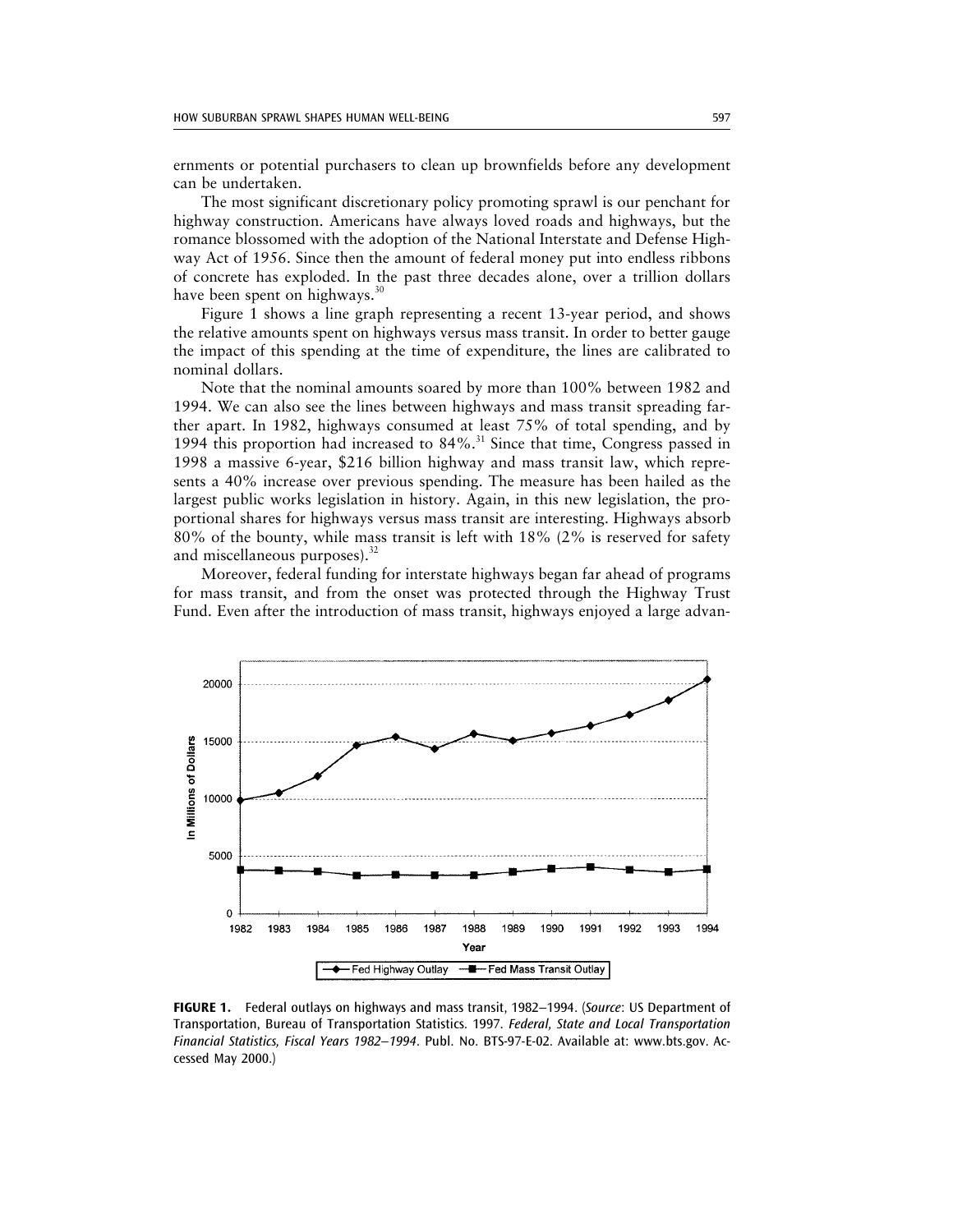ernments or potential purchasers to clean up brownfields before any development can be undertaken.

The most significant discretionary policy promoting sprawl is our penchant for highway construction. Americans have always loved roads and highways, but the romance blossomed with the adoption of the National Interstate and Defense Highway Act of 1956. Since then the amount of federal money put into endless ribbons of concrete has exploded. In the past three decades alone, over a trillion dollars have been spent on highways.[30]

Figure 1 shows a line graph representing a recent 13-year period, and shows the relative amounts spent on highways versus mass transit. In order to better gauge the impact of this spending at the time of expenditure, the lines are calibrated to nominal dollars.

Note that the nominal amounts soared by more than 100% between 1982 and 1994. We can also see the lines between highways and mass transit spreading farther apart. In 1982, highways consumed at least 75% of total spending, and by 1994 this proportion had increased to 84%.[31] Since that time, Congress passed in 1998 a massive 6-year, $216 billion highway and mass transit law, which represents a 40% increase over previous spending. The measure has been hailed as the largest public works legislation in history. Again, in this new legislation, the proportional shares for highways versus mass transit are interesting. Highways absorb 80% of the bounty, while mass transit is left with 18% (2% is reserved for safety and miscellaneous purposes).[32]

Moreover, federal funding for interstate highways began far ahead of programs for mass transit, and from the onset was protected through the Highway Trust Fund. Even after the introduction of mass transit, highways enjoyed a large advan-

**FIGURE 1.** Federal outlays on highways and mass transit, 1982–1994. (*Source*: US Department of Transportation, Bureau of Transportation Statistics. 1997. *Federal, State and Local Transportation Financial Statistics, Fiscal Years 1982–1994*. Publ. No. BTS-97-E-02. Available at: www.bts.gov. Accessed May 2000.)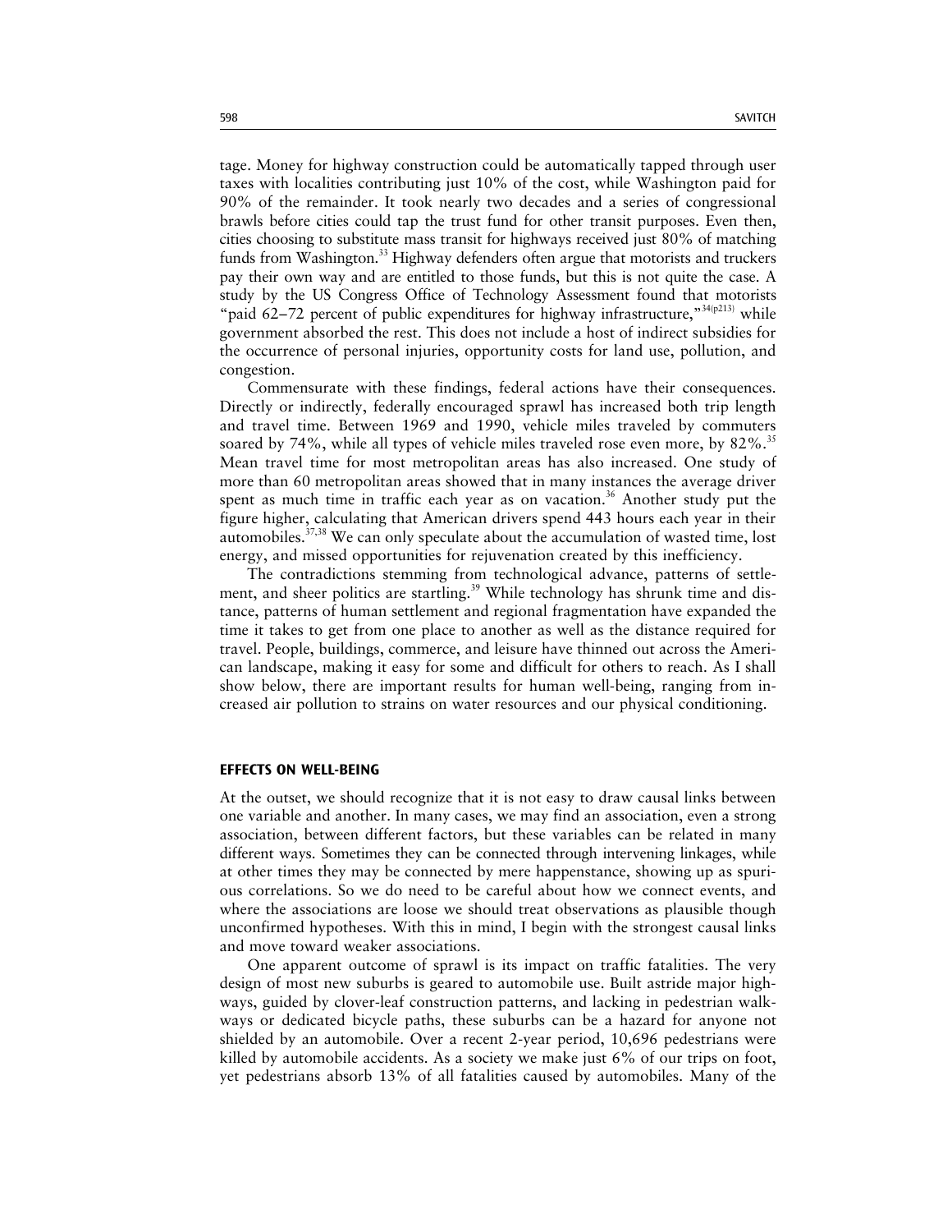tage. Money for highway construction could be automatically tapped through user taxes with localities contributing just 10% of the cost, while Washington paid for 90% of the remainder. It took nearly two decades and a series of congressional brawls before cities could tap the trust fund for other transit purposes. Even then, cities choosing to substitute mass transit for highways received just 80% of matching funds from Washington.[33] Highway defenders often argue that motorists and truckers pay their own way and are entitled to those funds, but this is not quite the case. A study by the US Congress Office of Technology Assessment found that motorists "paid 62–72 percent of public expenditures for highway infrastructure,"[34(p213)] while government absorbed the rest. This does not include a host of indirect subsidies for the occurrence of personal injuries, opportunity costs for land use, pollution, and congestion.

Commensurate with these findings, federal actions have their consequences. Directly or indirectly, federally encouraged sprawl has increased both trip length and travel time. Between 1969 and 1990, vehicle miles traveled by commuters soared by 74%, while all types of vehicle miles traveled rose even more, by 82%.[35] Mean travel time for most metropolitan areas has also increased. One study of more than 60 metropolitan areas showed that in many instances the average driver spent as much time in traffic each year as on vacation.[36] Another study put the figure higher, calculating that American drivers spend 443 hours each year in their automobiles.[37,38] We can only speculate about the accumulation of wasted time, lost energy, and missed opportunities for rejuvenation created by this inefficiency.

The contradictions stemming from technological advance, patterns of settlement, and sheer politics are startling.[39] While technology has shrunk time and distance, patterns of human settlement and regional fragmentation have expanded the time it takes to get from one place to another as well as the distance required for travel. People, buildings, commerce, and leisure have thinned out across the American landscape, making it easy for some and difficult for others to reach. As I shall show below, there are important results for human well-being, ranging from increased air pollution to strains on water resources and our physical conditioning.

## EFFECTS ON WELL-BEING

At the outset, we should recognize that it is not easy to draw causal links between one variable and another. In many cases, we may find an association, even a strong association, between different factors, but these variables can be related in many different ways. Sometimes they can be connected through intervening linkages, while at other times they may be connected by mere happenstance, showing up as spurious correlations. So we do need to be careful about how we connect events, and where the associations are loose we should treat observations as plausible though unconfirmed hypotheses. With this in mind, I begin with the strongest causal links and move toward weaker associations.

One apparent outcome of sprawl is its impact on traffic fatalities. The very design of most new suburbs is geared to automobile use. Built astride major highways, guided by clover-leaf construction patterns, and lacking in pedestrian walkways or dedicated bicycle paths, these suburbs can be a hazard for anyone not shielded by an automobile. Over a recent 2-year period, 10,696 pedestrians were killed by automobile accidents. As a society we make just 6% of our trips on foot, yet pedestrians absorb 13% of all fatalities caused by automobiles. Many of the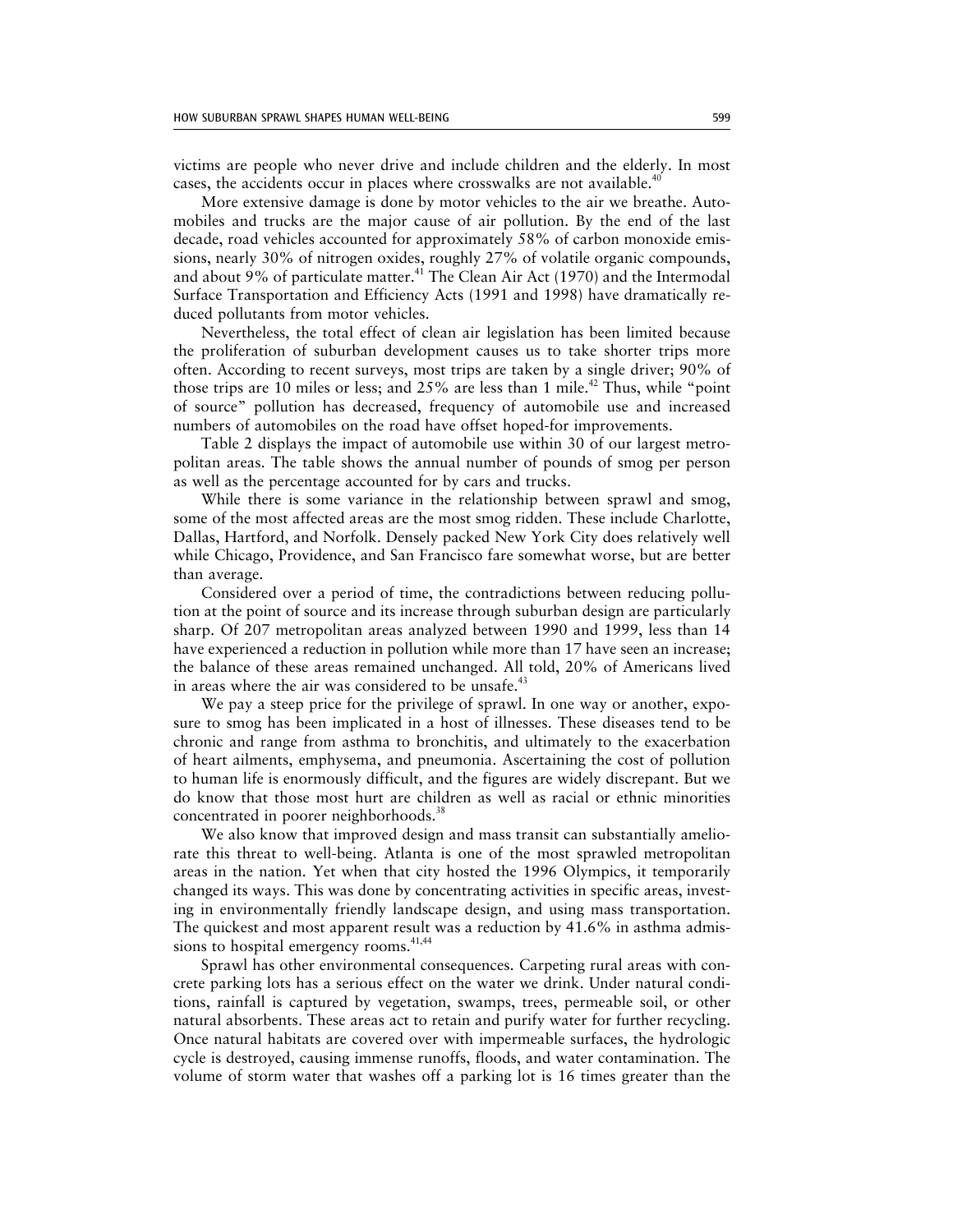victims are people who never drive and include children and the elderly. In most cases, the accidents occur in places where crosswalks are not available.[40]

More extensive damage is done by motor vehicles to the air we breathe. Automobiles and trucks are the major cause of air pollution. By the end of the last decade, road vehicles accounted for approximately 58% of carbon monoxide emissions, nearly 30% of nitrogen oxides, roughly 27% of volatile organic compounds, and about 9% of particulate matter.[41] The Clean Air Act (1970) and the Intermodal Surface Transportation and Efficiency Acts (1991 and 1998) have dramatically reduced pollutants from motor vehicles.

Nevertheless, the total effect of clean air legislation has been limited because the proliferation of suburban development causes us to take shorter trips more often. According to recent surveys, most trips are taken by a single driver; 90% of those trips are 10 miles or less; and 25% are less than 1 mile.[42] Thus, while "point of source" pollution has decreased, frequency of automobile use and increased numbers of automobiles on the road have offset hoped-for improvements.

Table 2 displays the impact of automobile use within 30 of our largest metropolitan areas. The table shows the annual number of pounds of smog per person as well as the percentage accounted for by cars and trucks.

While there is some variance in the relationship between sprawl and smog, some of the most affected areas are the most smog ridden. These include Charlotte, Dallas, Hartford, and Norfolk. Densely packed New York City does relatively well while Chicago, Providence, and San Francisco fare somewhat worse, but are better than average.

Considered over a period of time, the contradictions between reducing pollution at the point of source and its increase through suburban design are particularly sharp. Of 207 metropolitan areas analyzed between 1990 and 1999, less than 14 have experienced a reduction in pollution while more than 17 have seen an increase; the balance of these areas remained unchanged. All told, 20% of Americans lived in areas where the air was considered to be unsafe.[43]

We pay a steep price for the privilege of sprawl. In one way or another, exposure to smog has been implicated in a host of illnesses. These diseases tend to be chronic and range from asthma to bronchitis, and ultimately to the exacerbation of heart ailments, emphysema, and pneumonia. Ascertaining the cost of pollution to human life is enormously difficult, and the figures are widely discrepant. But we do know that those most hurt are children as well as racial or ethnic minorities concentrated in poorer neighborhoods.[38]

We also know that improved design and mass transit can substantially ameliorate this threat to well-being. Atlanta is one of the most sprawled metropolitan areas in the nation. Yet when that city hosted the 1996 Olympics, it temporarily changed its ways. This was done by concentrating activities in specific areas, investing in environmentally friendly landscape design, and using mass transportation. The quickest and most apparent result was a reduction by 41.6% in asthma admissions to hospital emergency rooms.[41,44]

Sprawl has other environmental consequences. Carpeting rural areas with concrete parking lots has a serious effect on the water we drink. Under natural conditions, rainfall is captured by vegetation, swamps, trees, permeable soil, or other natural absorbents. These areas act to retain and purify water for further recycling. Once natural habitats are covered over with impermeable surfaces, the hydrologic cycle is destroyed, causing immense runoffs, floods, and water contamination. The volume of storm water that washes off a parking lot is 16 times greater than the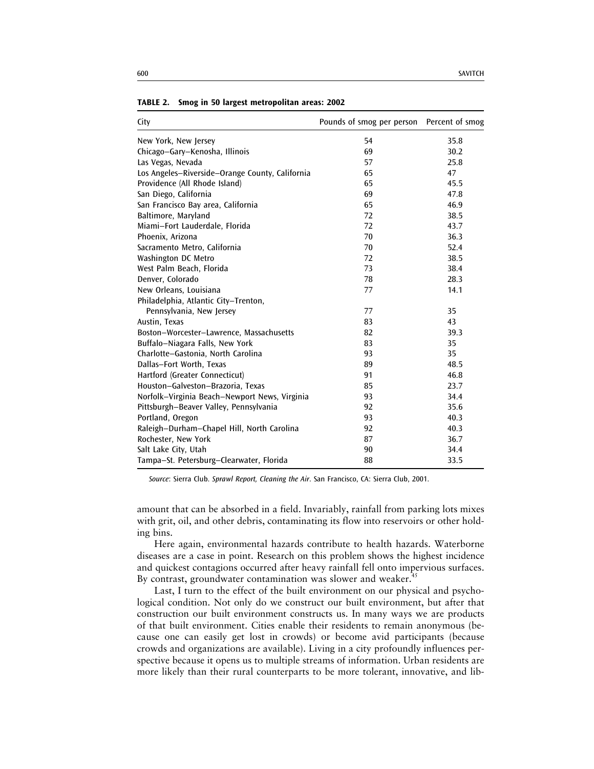**TABLE 2. Smog in 50 largest metropolitan areas: 2002**

| City | Pounds of smog per person | Percent of smog |
|---|---|---|
| New York, New Jersey | 54 | 35.8 |
| Chicago–Gary–Kenosha, Illinois | 69 | 30.2 |
| Las Vegas, Nevada | 57 | 25.8 |
| Los Angeles–Riverside–Orange County, California | 65 | 47 |
| Providence (All Rhode Island) | 65 | 45.5 |
| San Diego, California | 69 | 47.8 |
| San Francisco Bay area, California | 65 | 46.9 |
| Baltimore, Maryland | 72 | 38.5 |
| Miami–Fort Lauderdale, Florida | 72 | 43.7 |
| Phoenix, Arizona | 70 | 36.3 |
| Sacramento Metro, California | 70 | 52.4 |
| Washington DC Metro | 72 | 38.5 |
| West Palm Beach, Florida | 73 | 38.4 |
| Denver, Colorado | 78 | 28.3 |
| New Orleans, Louisiana | 77 | 14.1 |
| Philadelphia, Atlantic City–Trenton, Pennsylvania, New Jersey | 77 | 35 |
| Austin, Texas | 83 | 43 |
| Boston–Worcester–Lawrence, Massachusetts | 82 | 39.3 |
| Buffalo–Niagara Falls, New York | 83 | 35 |
| Charlotte–Gastonia, North Carolina | 93 | 35 |
| Dallas–Fort Worth, Texas | 89 | 48.5 |
| Hartford (Greater Connecticut) | 91 | 46.8 |
| Houston–Galveston–Brazoria, Texas | 85 | 23.7 |
| Norfolk–Virginia Beach–Newport News, Virginia | 93 | 34.4 |
| Pittsburgh–Beaver Valley, Pennsylvania | 92 | 35.6 |
| Portland, Oregon | 93 | 40.3 |
| Raleigh–Durham–Chapel Hill, North Carolina | 92 | 40.3 |
| Rochester, New York | 87 | 36.7 |
| Salt Lake City, Utah | 90 | 34.4 |
| Tampa–St. Petersburg–Clearwater, Florida | 88 | 33.5 |

*Source*: Sierra Club. *Sprawl Report, Cleaning the Air*. San Francisco, CA: Sierra Club, 2001.

amount that can be absorbed in a field. Invariably, rainfall from parking lots mixes with grit, oil, and other debris, contaminating its flow into reservoirs or other holding bins.

Here again, environmental hazards contribute to health hazards. Waterborne diseases are a case in point. Research on this problem shows the highest incidence and quickest contagions occurred after heavy rainfall fell onto impervious surfaces. By contrast, groundwater contamination was slower and weaker.[45]

Last, I turn to the effect of the built environment on our physical and psychological condition. Not only do we construct our built environment, but after that construction our built environment constructs us. In many ways we are products of that built environment. Cities enable their residents to remain anonymous (because one can easily get lost in crowds) or become avid participants (because crowds and organizations are available). Living in a city profoundly influences perspective because it opens us to multiple streams of information. Urban residents are more likely than their rural counterparts to be more tolerant, innovative, and lib-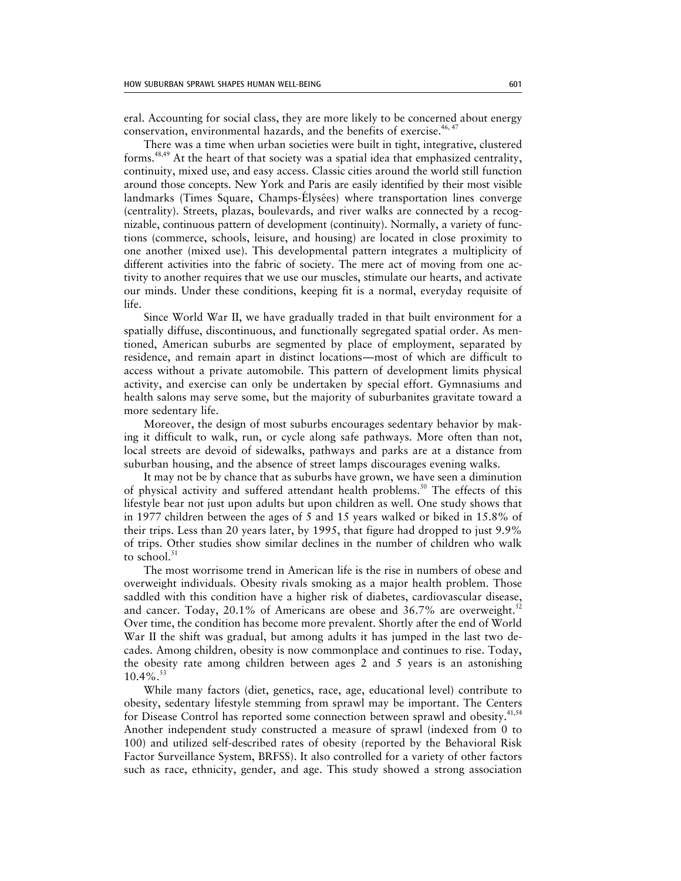eral. Accounting for social class, they are more likely to be concerned about energy conservation, environmental hazards, and the benefits of exercise.[46, 47]

There was a time when urban societies were built in tight, integrative, clustered forms.[48,49] At the heart of that society was a spatial idea that emphasized centrality, continuity, mixed use, and easy access. Classic cities around the world still function around those concepts. New York and Paris are easily identified by their most visible landmarks (Times Square, Champs-Élysées) where transportation lines converge (centrality). Streets, plazas, boulevards, and river walks are connected by a recognizable, continuous pattern of development (continuity). Normally, a variety of functions (commerce, schools, leisure, and housing) are located in close proximity to one another (mixed use). This developmental pattern integrates a multiplicity of different activities into the fabric of society. The mere act of moving from one activity to another requires that we use our muscles, stimulate our hearts, and activate our minds. Under these conditions, keeping fit is a normal, everyday requisite of life.

Since World War II, we have gradually traded in that built environment for a spatially diffuse, discontinuous, and functionally segregated spatial order. As mentioned, American suburbs are segmented by place of employment, separated by residence, and remain apart in distinct locations—most of which are difficult to access without a private automobile. This pattern of development limits physical activity, and exercise can only be undertaken by special effort. Gymnasiums and health salons may serve some, but the majority of suburbanites gravitate toward a more sedentary life.

Moreover, the design of most suburbs encourages sedentary behavior by making it difficult to walk, run, or cycle along safe pathways. More often than not, local streets are devoid of sidewalks, pathways and parks are at a distance from suburban housing, and the absence of street lamps discourages evening walks.

It may not be by chance that as suburbs have grown, we have seen a diminution of physical activity and suffered attendant health problems.[50] The effects of this lifestyle bear not just upon adults but upon children as well. One study shows that in 1977 children between the ages of 5 and 15 years walked or biked in 15.8% of their trips. Less than 20 years later, by 1995, that figure had dropped to just 9.9% of trips. Other studies show similar declines in the number of children who walk to school.[51]

The most worrisome trend in American life is the rise in numbers of obese and overweight individuals. Obesity rivals smoking as a major health problem. Those saddled with this condition have a higher risk of diabetes, cardiovascular disease, and cancer. Today, 20.1% of Americans are obese and 36.7% are overweight.[52] Over time, the condition has become more prevalent. Shortly after the end of World War II the shift was gradual, but among adults it has jumped in the last two decades. Among children, obesity is now commonplace and continues to rise. Today, the obesity rate among children between ages 2 and 5 years is an astonishing 10.4%.[53]

While many factors (diet, genetics, race, age, educational level) contribute to obesity, sedentary lifestyle stemming from sprawl may be important. The Centers for Disease Control has reported some connection between sprawl and obesity.[41,54] Another independent study constructed a measure of sprawl (indexed from 0 to 100) and utilized self-described rates of obesity (reported by the Behavioral Risk Factor Surveillance System, BRFSS). It also controlled for a variety of other factors such as race, ethnicity, gender, and age. This study showed a strong association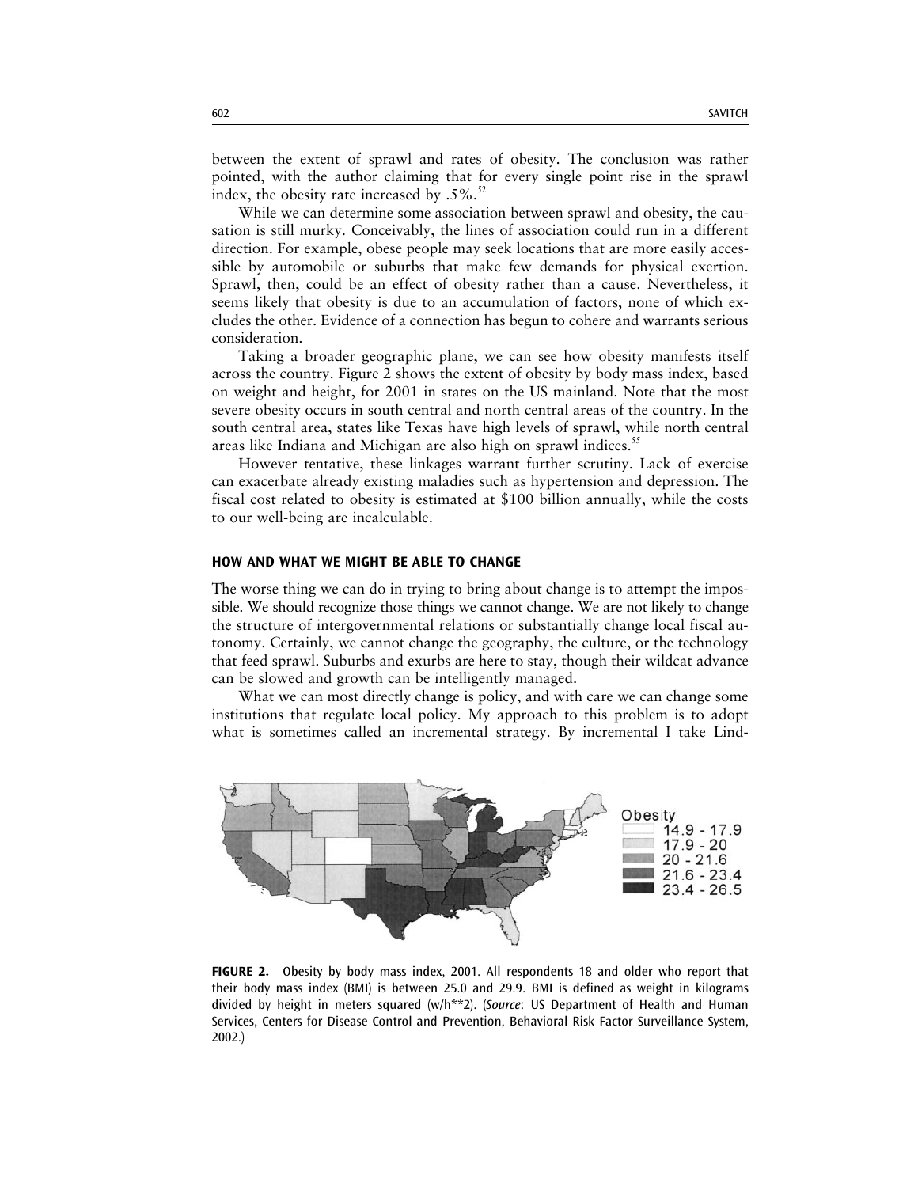between the extent of sprawl and rates of obesity. The conclusion was rather pointed, with the author claiming that for every single point rise in the sprawl index, the obesity rate increased by .5%.[52]

While we can determine some association between sprawl and obesity, the causation is still murky. Conceivably, the lines of association could run in a different direction. For example, obese people may seek locations that are more easily accessible by automobile or suburbs that make few demands for physical exertion. Sprawl, then, could be an effect of obesity rather than a cause. Nevertheless, it seems likely that obesity is due to an accumulation of factors, none of which excludes the other. Evidence of a connection has begun to cohere and warrants serious consideration.

Taking a broader geographic plane, we can see how obesity manifests itself across the country. Figure 2 shows the extent of obesity by body mass index, based on weight and height, for 2001 in states on the US mainland. Note that the most severe obesity occurs in south central and north central areas of the country. In the south central area, states like Texas have high levels of sprawl, while north central areas like Indiana and Michigan are also high on sprawl indices.[55]

However tentative, these linkages warrant further scrutiny. Lack of exercise can exacerbate already existing maladies such as hypertension and depression. The fiscal cost related to obesity is estimated at $100 billion annually, while the costs to our well-being are incalculable.

## HOW AND WHAT WE MIGHT BE ABLE TO CHANGE

The worse thing we can do in trying to bring about change is to attempt the impossible. We should recognize those things we cannot change. We are not likely to change the structure of intergovernmental relations or substantially change local fiscal autonomy. Certainly, we cannot change the geography, the culture, or the technology that feed sprawl. Suburbs and exurbs are here to stay, though their wildcat advance can be slowed and growth can be intelligently managed.

What we can most directly change is policy, and with care we can change some institutions that regulate local policy. My approach to this problem is to adopt what is sometimes called an incremental strategy. By incremental I take Lind-

Obesity
14.9 - 17.9
17.9 - 20
20 - 21.6
21.6 - 23.4
23.4 - 26.5

**FIGURE 2.** Obesity by body mass index, 2001. All respondents 18 and older who report that their body mass index (BMI) is between 25.0 and 29.9. BMI is defined as weight in kilograms divided by height in meters squared (w/h**2). (*Source*: US Department of Health and Human Services, Centers for Disease Control and Prevention, Behavioral Risk Factor Surveillance System, 2002.)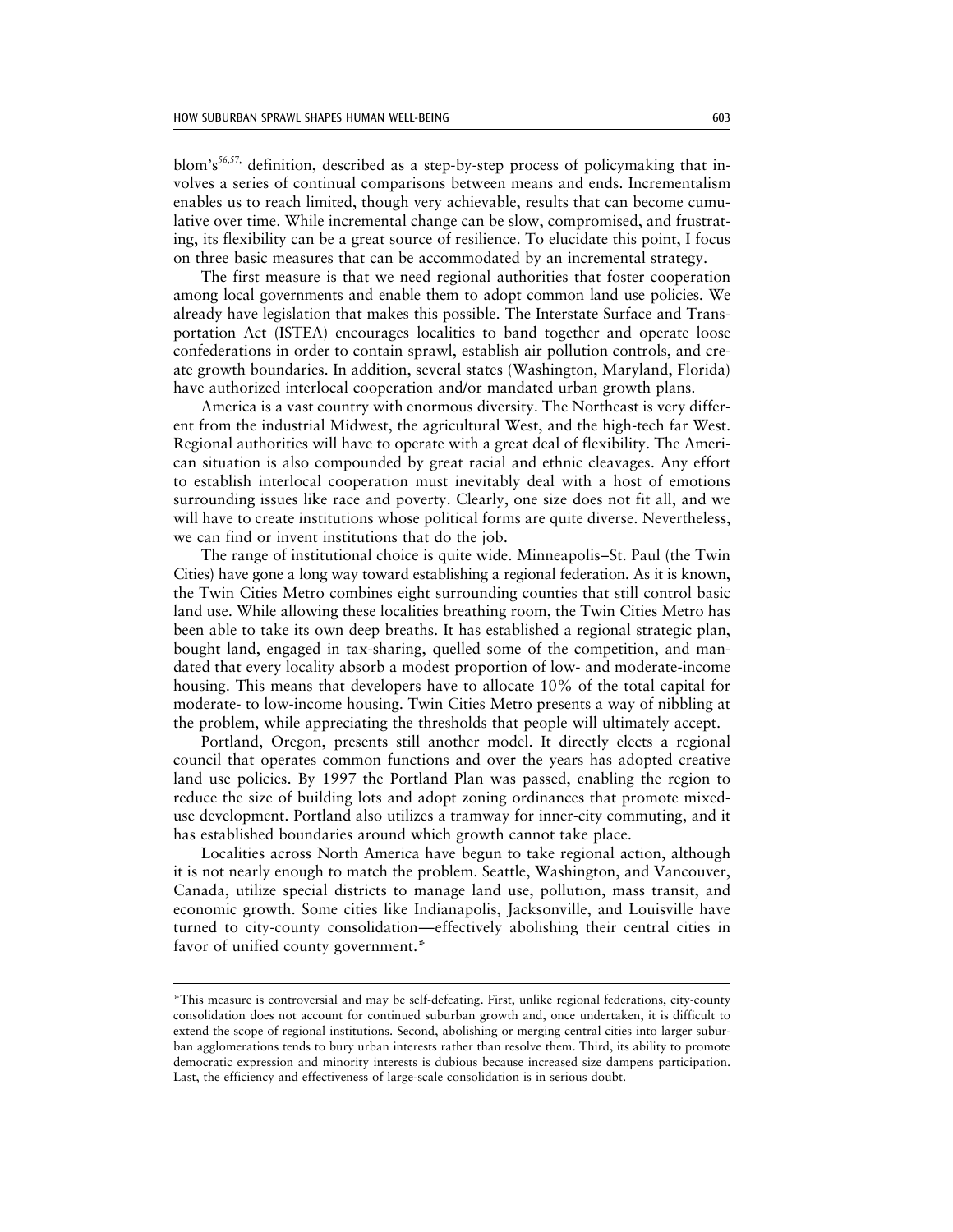blom's[56,57,] definition, described as a step-by-step process of policymaking that involves a series of continual comparisons between means and ends. Incrementalism enables us to reach limited, though very achievable, results that can become cumulative over time. While incremental change can be slow, compromised, and frustrating, its flexibility can be a great source of resilience. To elucidate this point, I focus on three basic measures that can be accommodated by an incremental strategy.

The first measure is that we need regional authorities that foster cooperation among local governments and enable them to adopt common land use policies. We already have legislation that makes this possible. The Interstate Surface and Transportation Act (ISTEA) encourages localities to band together and operate loose confederations in order to contain sprawl, establish air pollution controls, and create growth boundaries. In addition, several states (Washington, Maryland, Florida) have authorized interlocal cooperation and/or mandated urban growth plans.

America is a vast country with enormous diversity. The Northeast is very different from the industrial Midwest, the agricultural West, and the high-tech far West. Regional authorities will have to operate with a great deal of flexibility. The American situation is also compounded by great racial and ethnic cleavages. Any effort to establish interlocal cooperation must inevitably deal with a host of emotions surrounding issues like race and poverty. Clearly, one size does not fit all, and we will have to create institutions whose political forms are quite diverse. Nevertheless, we can find or invent institutions that do the job.

The range of institutional choice is quite wide. Minneapolis–St. Paul (the Twin Cities) have gone a long way toward establishing a regional federation. As it is known, the Twin Cities Metro combines eight surrounding counties that still control basic land use. While allowing these localities breathing room, the Twin Cities Metro has been able to take its own deep breaths. It has established a regional strategic plan, bought land, engaged in tax-sharing, quelled some of the competition, and mandated that every locality absorb a modest proportion of low- and moderate-income housing. This means that developers have to allocate 10% of the total capital for moderate- to low-income housing. Twin Cities Metro presents a way of nibbling at the problem, while appreciating the thresholds that people will ultimately accept.

Portland, Oregon, presents still another model. It directly elects a regional council that operates common functions and over the years has adopted creative land use policies. By 1997 the Portland Plan was passed, enabling the region to reduce the size of building lots and adopt zoning ordinances that promote mixed-use development. Portland also utilizes a tramway for inner-city commuting, and it has established boundaries around which growth cannot take place.

Localities across North America have begun to take regional action, although it is not nearly enough to match the problem. Seattle, Washington, and Vancouver, Canada, utilize special districts to manage land use, pollution, mass transit, and economic growth. Some cities like Indianapolis, Jacksonville, and Louisville have turned to city-county consolidation—effectively abolishing their central cities in favor of unified county government.*

---

*This measure is controversial and may be self-defeating. First, unlike regional federations, city-county consolidation does not account for continued suburban growth and, once undertaken, it is difficult to extend the scope of regional institutions. Second, abolishing or merging central cities into larger suburban agglomerations tends to bury urban interests rather than resolve them. Third, its ability to promote democratic expression and minority interests is dubious because increased size dampens participation. Last, the efficiency and effectiveness of large-scale consolidation is in serious doubt.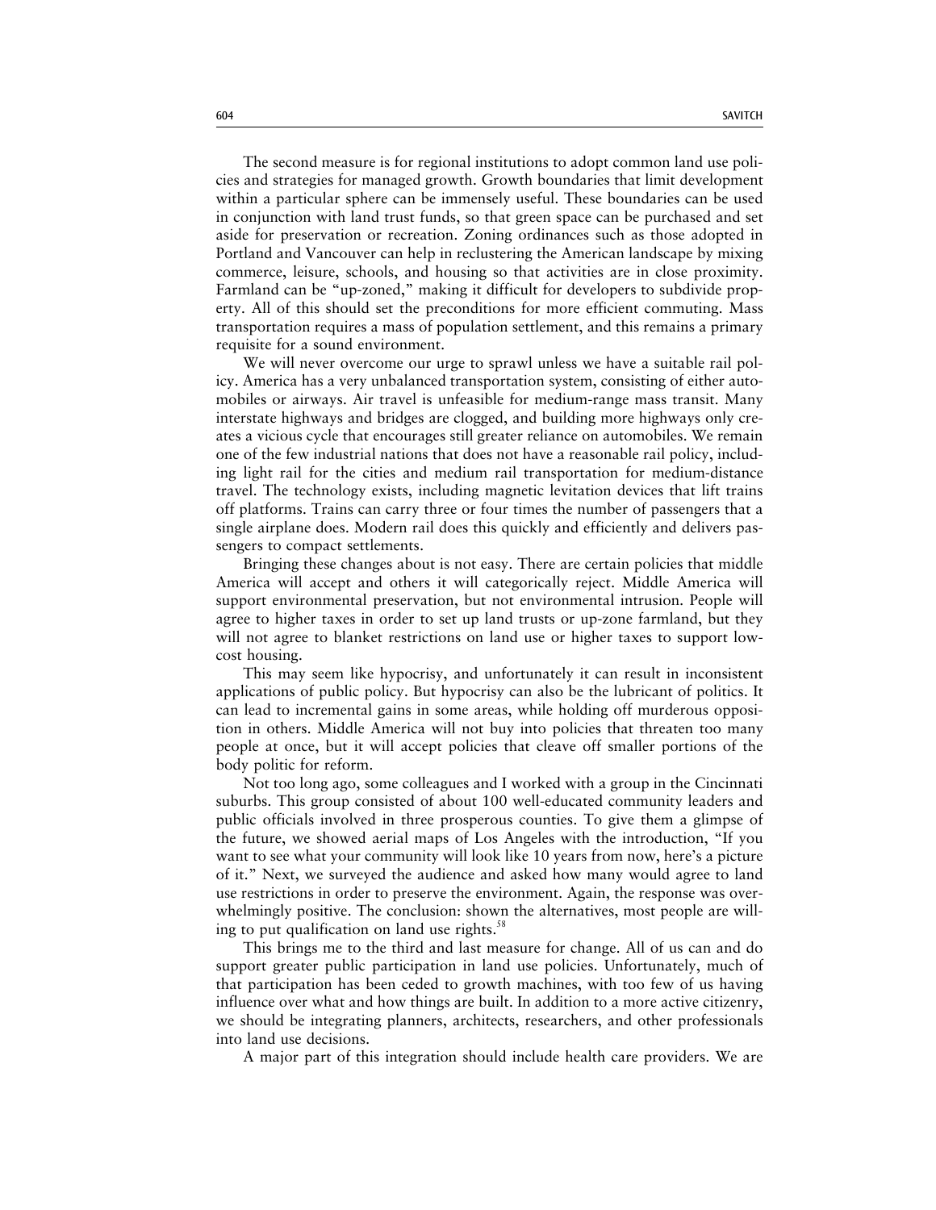The second measure is for regional institutions to adopt common land use policies and strategies for managed growth. Growth boundaries that limit development within a particular sphere can be immensely useful. These boundaries can be used in conjunction with land trust funds, so that green space can be purchased and set aside for preservation or recreation. Zoning ordinances such as those adopted in Portland and Vancouver can help in reclustering the American landscape by mixing commerce, leisure, schools, and housing so that activities are in close proximity. Farmland can be "up-zoned," making it difficult for developers to subdivide property. All of this should set the preconditions for more efficient commuting. Mass transportation requires a mass of population settlement, and this remains a primary requisite for a sound environment.

We will never overcome our urge to sprawl unless we have a suitable rail policy. America has a very unbalanced transportation system, consisting of either automobiles or airways. Air travel is unfeasible for medium-range mass transit. Many interstate highways and bridges are clogged, and building more highways only creates a vicious cycle that encourages still greater reliance on automobiles. We remain one of the few industrial nations that does not have a reasonable rail policy, including light rail for the cities and medium rail transportation for medium-distance travel. The technology exists, including magnetic levitation devices that lift trains off platforms. Trains can carry three or four times the number of passengers that a single airplane does. Modern rail does this quickly and efficiently and delivers passengers to compact settlements.

Bringing these changes about is not easy. There are certain policies that middle America will accept and others it will categorically reject. Middle America will support environmental preservation, but not environmental intrusion. People will agree to higher taxes in order to set up land trusts or up-zone farmland, but they will not agree to blanket restrictions on land use or higher taxes to support low-cost housing.

This may seem like hypocrisy, and unfortunately it can result in inconsistent applications of public policy. But hypocrisy can also be the lubricant of politics. It can lead to incremental gains in some areas, while holding off murderous opposition in others. Middle America will not buy into policies that threaten too many people at once, but it will accept policies that cleave off smaller portions of the body politic for reform.

Not too long ago, some colleagues and I worked with a group in the Cincinnati suburbs. This group consisted of about 100 well-educated community leaders and public officials involved in three prosperous counties. To give them a glimpse of the future, we showed aerial maps of Los Angeles with the introduction, "If you want to see what your community will look like 10 years from now, here's a picture of it." Next, we surveyed the audience and asked how many would agree to land use restrictions in order to preserve the environment. Again, the response was overwhelmingly positive. The conclusion: shown the alternatives, most people are willing to put qualification on land use rights.[58]

This brings me to the third and last measure for change. All of us can and do support greater public participation in land use policies. Unfortunately, much of that participation has been ceded to growth machines, with too few of us having influence over what and how things are built. In addition to a more active citizenry, we should be integrating planners, architects, researchers, and other professionals into land use decisions.

A major part of this integration should include health care providers. We are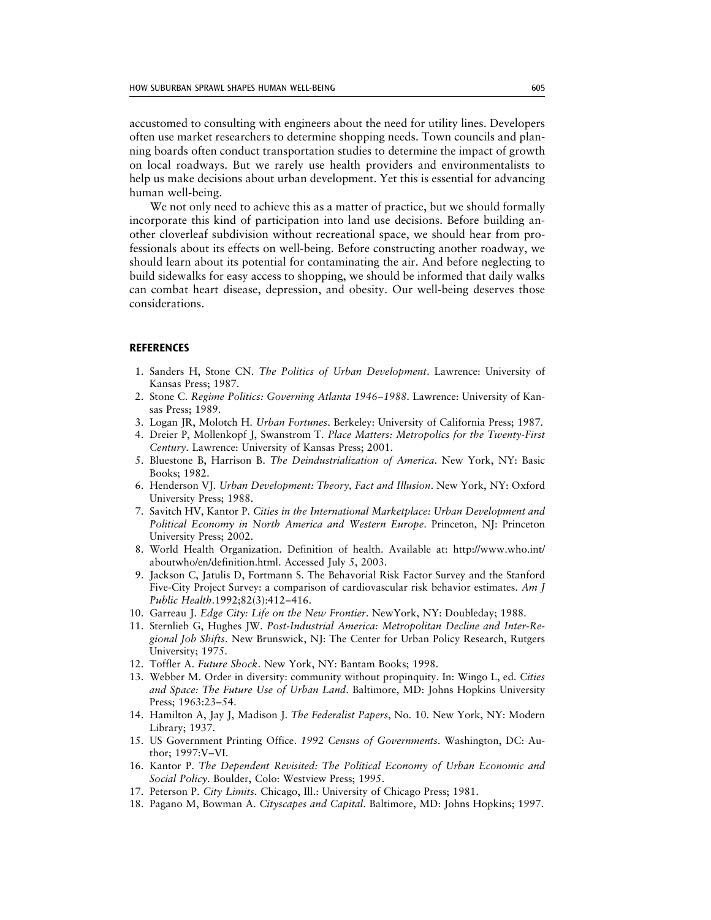accustomed to consulting with engineers about the need for utility lines. Developers often use market researchers to determine shopping needs. Town councils and planning boards often conduct transportation studies to determine the impact of growth on local roadways. But we rarely use health providers and environmentalists to help us make decisions about urban development. Yet this is essential for advancing human well-being.

We not only need to achieve this as a matter of practice, but we should formally incorporate this kind of participation into land use decisions. Before building another cloverleaf subdivision without recreational space, we should hear from professionals about its effects on well-being. Before constructing another roadway, we should learn about its potential for contaminating the air. And before neglecting to build sidewalks for easy access to shopping, we should be informed that daily walks can combat heart disease, depression, and obesity. Our well-being deserves those considerations.

## REFERENCES

1. Sanders H, Stone CN. *The Politics of Urban Development*. Lawrence: University of Kansas Press; 1987.
2. Stone C. *Regime Politics: Governing Atlanta 1946–1988*. Lawrence: University of Kansas Press; 1989.
3. Logan JR, Molotch H. *Urban Fortunes*. Berkeley: University of California Press; 1987.
4. Dreier P, Mollenkopf J, Swanstrom T. *Place Matters: Metropolics for the Twenty-First Century*. Lawrence: University of Kansas Press; 2001.
5. Bluestone B, Harrison B. *The Deindustrialization of America*. New York, NY: Basic Books; 1982.
6. Henderson VJ. *Urban Development: Theory, Fact and Illusion*. New York, NY: Oxford University Press; 1988.
7. Savitch HV, Kantor P. *Cities in the International Marketplace: Urban Development and Political Economy in North America and Western Europe*. Princeton, NJ: Princeton University Press; 2002.
8. World Health Organization. Definition of health. Available at: http://www.who.int/aboutwho/en/definition.html. Accessed July 5, 2003.
9. Jackson C, Jatulis D, Fortmann S. The Behavorial Risk Factor Survey and the Stanford Five-City Project Survey: a comparison of cardiovascular risk behavior estimates. *Am J Public Health*.1992;82(3):412–416.
10. Garreau J. *Edge City: Life on the New Frontier*. NewYork, NY: Doubleday; 1988.
11. Sternlieb G, Hughes JW. *Post-Industrial America: Metropolitan Decline and Inter-Regional Job Shifts*. New Brunswick, NJ: The Center for Urban Policy Research, Rutgers University; 1975.
12. Toffler A. *Future Shock*. New York, NY: Bantam Books; 1998.
13. Webber M. Order in diversity: community without propinquity. In: Wingo L, ed. *Cities and Space: The Future Use of Urban Land*. Baltimore, MD: Johns Hopkins University Press; 1963:23–54.
14. Hamilton A, Jay J, Madison J. *The Federalist Papers*, No. 10. New York, NY: Modern Library; 1937.
15. US Government Printing Office. *1992 Census of Governments*. Washington, DC: Author; 1997:V–VI.
16. Kantor P. *The Dependent Revisited: The Political Economy of Urban Economic and Social Policy*. Boulder, Colo: Westview Press; 1995.
17. Peterson P. *City Limits*. Chicago, Ill.: University of Chicago Press; 1981.
18. Pagano M, Bowman A. *Cityscapes and Capital*. Baltimore, MD: Johns Hopkins; 1997.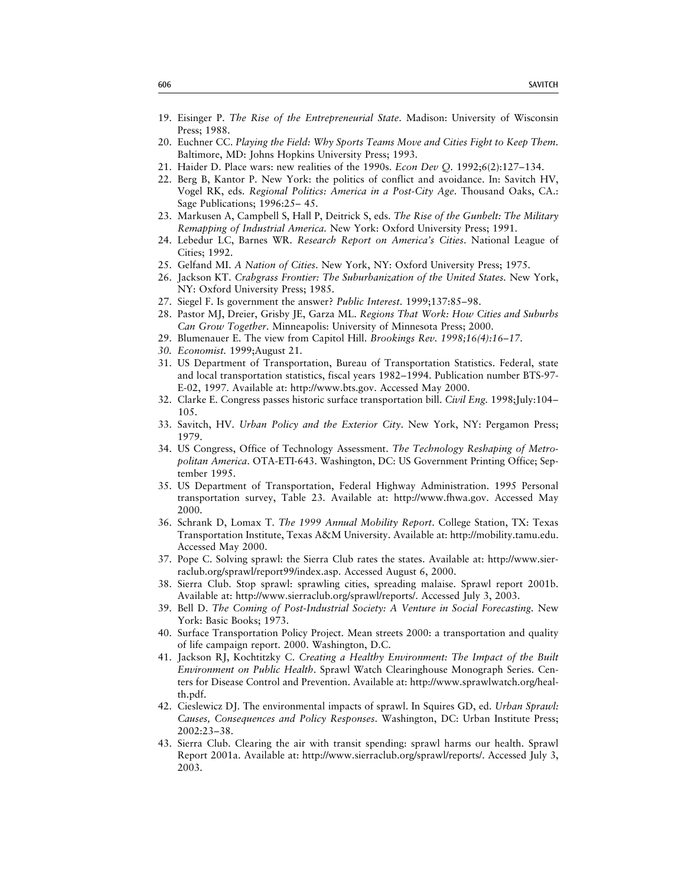19. Eisinger P. *The Rise of the Entrepreneurial State*. Madison: University of Wisconsin Press; 1988.
20. Euchner CC. *Playing the Field: Why Sports Teams Move and Cities Fight to Keep Them.* Baltimore, MD: Johns Hopkins University Press; 1993.
21. Haider D. Place wars: new realities of the 1990s. *Econ Dev Q*. 1992;6(2):127–134.
22. Berg B, Kantor P. New York: the politics of conflict and avoidance. In: Savitch HV, Vogel RK, eds. *Regional Politics: America in a Post-City Age*. Thousand Oaks, CA.: Sage Publications; 1996:25– 45.
23. Markusen A, Campbell S, Hall P, Deitrick S, eds. *The Rise of the Gunbelt: The Military Remapping of Industrial America.* New York: Oxford University Press; 1991.
24. Lebedur LC, Barnes WR. *Research Report on America's Cities*. National League of Cities; 1992.
25. Gelfand MI. *A Nation of Cities*. New York, NY: Oxford University Press; 1975.
26. Jackson KT. *Crabgrass Frontier: The Suburbanization of the United States.* New York, NY: Oxford University Press; 1985.
27. Siegel F. Is government the answer? *Public Interest*. 1999;137:85–98.
28. Pastor MJ, Dreier, Grisby JE, Garza ML. *Regions That Work: How Cities and Suburbs Can Grow Together*. Minneapolis: University of Minnesota Press; 2000.
29. Blumenauer E. The view from Capitol Hill. *Brookings Rev. 1998;16(4):16–17.*
30. *Economist.* 1999;August 21.
31. US Department of Transportation, Bureau of Transportation Statistics. Federal, state and local transportation statistics, fiscal years 1982–1994. Publication number BTS-97-E-02, 1997. Available at: http://www.bts.gov. Accessed May 2000.
32. Clarke E. Congress passes historic surface transportation bill. *Civil Eng.* 1998;July:104–105.
33. Savitch, HV. *Urban Policy and the Exterior City*. New York, NY: Pergamon Press; 1979.
34. US Congress, Office of Technology Assessment. *The Technology Reshaping of Metropolitan America*. OTA-ETI-643. Washington, DC: US Government Printing Office; September 1995.
35. US Department of Transportation, Federal Highway Administration. 1995 Personal transportation survey, Table 23. Available at: http://www.fhwa.gov. Accessed May 2000.
36. Schrank D, Lomax T. *The 1999 Annual Mobility Report*. College Station, TX: Texas Transportation Institute, Texas A&M University. Available at: http://mobility.tamu.edu. Accessed May 2000.
37. Pope C. Solving sprawl: the Sierra Club rates the states. Available at: http://www.sierraclub.org/sprawl/report99/index.asp. Accessed August 6, 2000.
38. Sierra Club. Stop sprawl: sprawling cities, spreading malaise. Sprawl report 2001b. Available at: http://www.sierraclub.org/sprawl/reports/. Accessed July 3, 2003.
39. Bell D. *The Coming of Post-Industrial Society: A Venture in Social Forecasting.* New York: Basic Books; 1973.
40. Surface Transportation Policy Project. Mean streets 2000: a transportation and quality of life campaign report. 2000. Washington, D.C.
41. Jackson RJ, Kochtitzky C. *Creating a Healthy Environment: The Impact of the Built Environment on Public Health*. Sprawl Watch Clearinghouse Monograph Series. Centers for Disease Control and Prevention. Available at: http://www.sprawlwatch.org/health.pdf.
42. Cieslewicz DJ. The environmental impacts of sprawl. In Squires GD, ed. *Urban Sprawl: Causes, Consequences and Policy Responses*. Washington, DC: Urban Institute Press; 2002:23–38.
43. Sierra Club. Clearing the air with transit spending: sprawl harms our health. Sprawl Report 2001a. Available at: http://www.sierraclub.org/sprawl/reports/. Accessed July 3, 2003.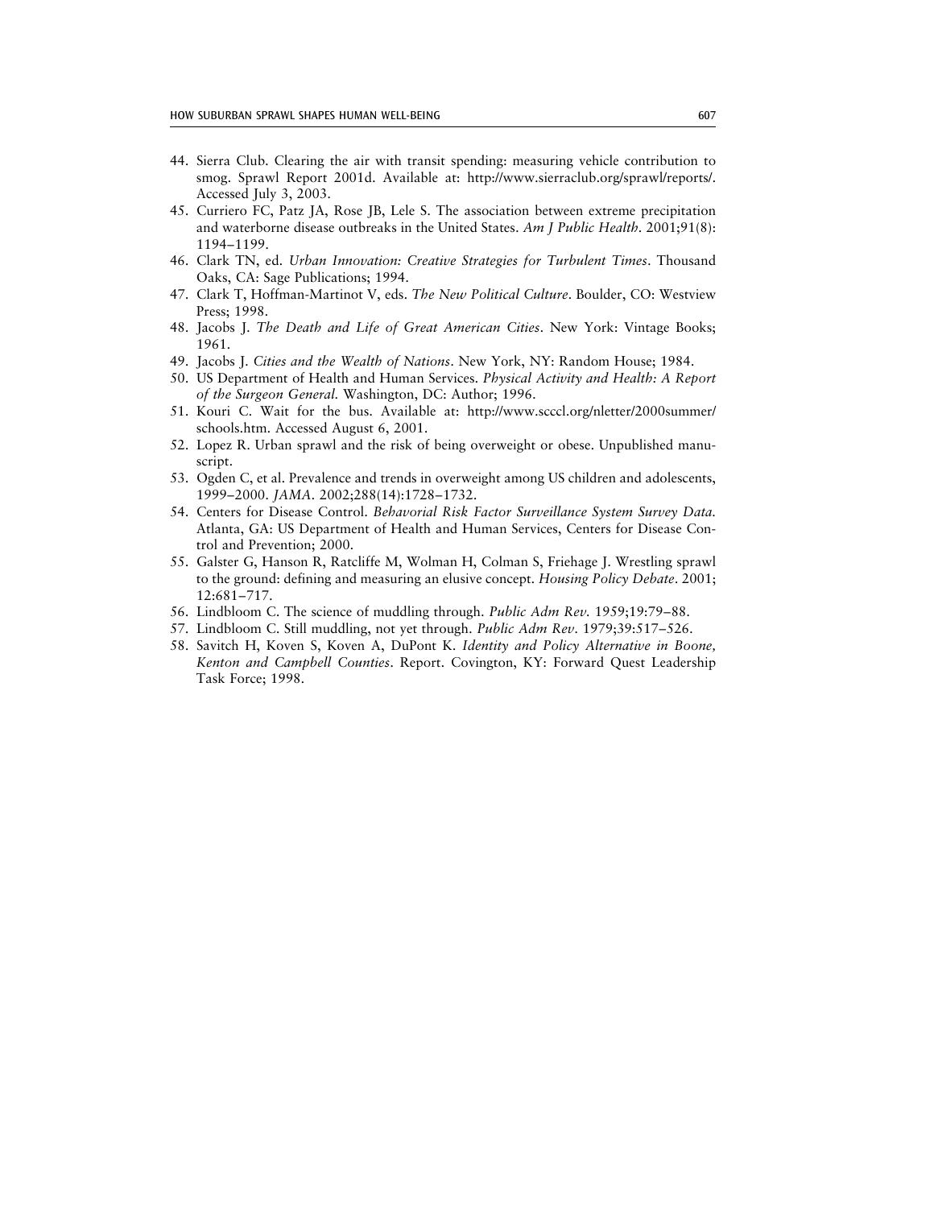44. Sierra Club. Clearing the air with transit spending: measuring vehicle contribution to smog. Sprawl Report 2001d. Available at: http://www.sierraclub.org/sprawl/reports/. Accessed July 3, 2003.
45. Curriero FC, Patz JA, Rose JB, Lele S. The association between extreme precipitation and waterborne disease outbreaks in the United States. *Am J Public Health*. 2001;91(8): 1194–1199.
46. Clark TN, ed. *Urban Innovation: Creative Strategies for Turbulent Times*. Thousand Oaks, CA: Sage Publications; 1994.
47. Clark T, Hoffman-Martinot V, eds. *The New Political Culture*. Boulder, CO: Westview Press; 1998.
48. Jacobs J. *The Death and Life of Great American Cities*. New York: Vintage Books; 1961.
49. Jacobs J. *Cities and the Wealth of Nations*. New York, NY: Random House; 1984.
50. US Department of Health and Human Services. *Physical Activity and Health: A Report of the Surgeon General*. Washington, DC: Author; 1996.
51. Kouri C. Wait for the bus. Available at: http://www.scccl.org/nletter/2000summer/schools.htm. Accessed August 6, 2001.
52. Lopez R. Urban sprawl and the risk of being overweight or obese. Unpublished manuscript.
53. Ogden C, et al. Prevalence and trends in overweight among US children and adolescents, 1999–2000. *JAMA*. 2002;288(14):1728–1732.
54. Centers for Disease Control. *Behavorial Risk Factor Surveillance System Survey Data*. Atlanta, GA: US Department of Health and Human Services, Centers for Disease Control and Prevention; 2000.
55. Galster G, Hanson R, Ratcliffe M, Wolman H, Colman S, Friehage J. Wrestling sprawl to the ground: defining and measuring an elusive concept. *Housing Policy Debate*. 2001; 12:681–717.
56. Lindbloom C. The science of muddling through. *Public Adm Rev*. 1959;19:79–88.
57. Lindbloom C. Still muddling, not yet through. *Public Adm Rev*. 1979;39:517–526.
58. Savitch H, Koven S, Koven A, DuPont K. *Identity and Policy Alternative in Boone, Kenton and Campbell Counties*. Report. Covington, KY: Forward Quest Leadership Task Force; 1998.